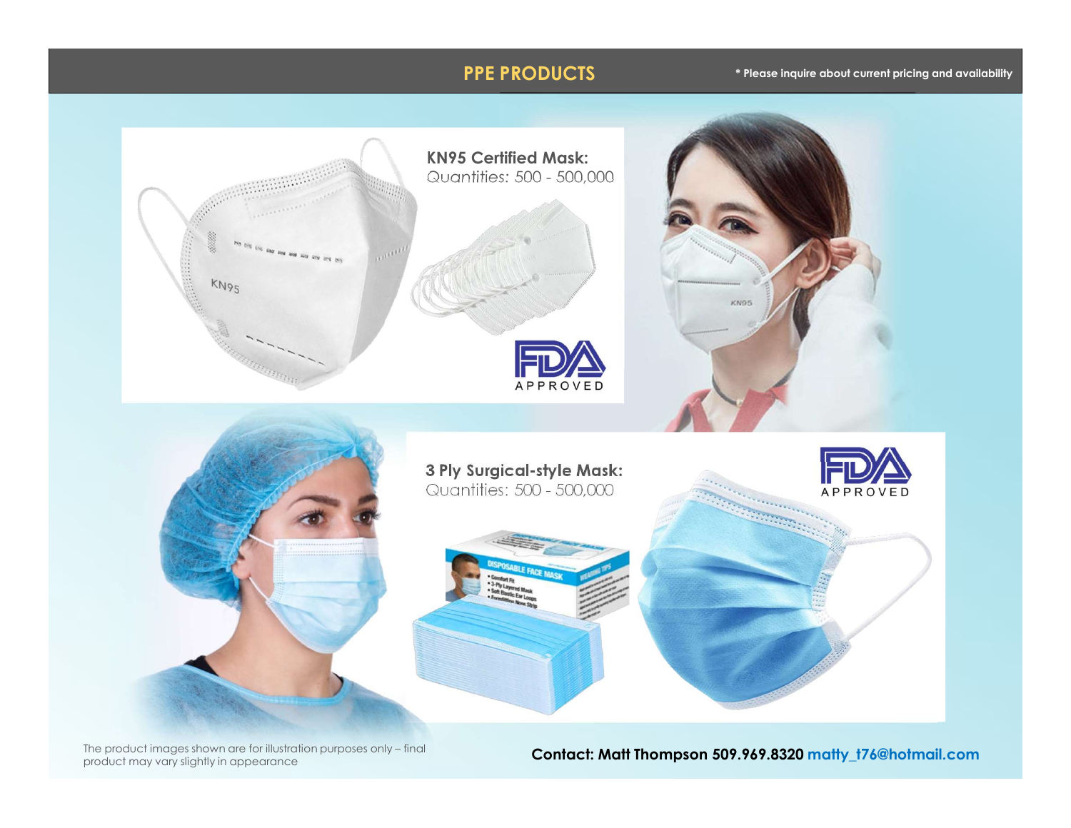# PPE PRODUCTS

* Please inquire about current pricing and availability

**KN95 Certified Mask:**
Quantities: 500 - 500,000

FDA APPROVED

**3 Ply Surgical-style Mask:**
Quantities: 500 - 500,000

FDA APPROVED

The product images shown are for illustration purposes only – final product may vary slightly in appearance

**Contact: Matt Thompson 509.969.8320 matty_t76@hotmail.com**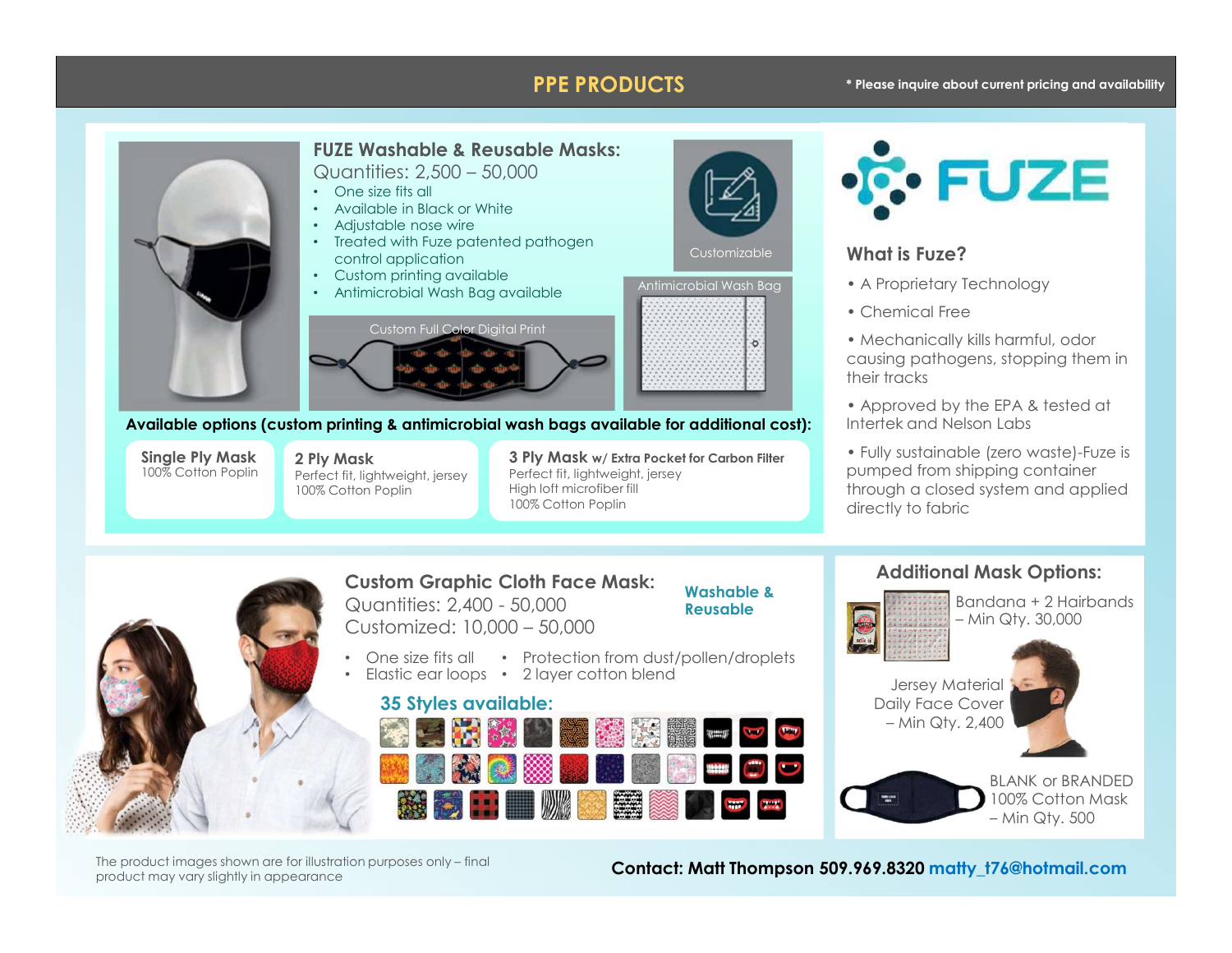# PPE PRODUCTS

\* Please inquire about current pricing and availability

## FUZE Washable & Reusable Masks:

Quantities: 2,500 – 50,000

- One size fits all
- Available in Black or White
- Adjustable nose wire
- Treated with Fuze patented pathogen control application
- Custom printing available
- Antimicrobial Wash Bag available

Customizable

Antimicrobial Wash Bag

Custom Full Color Digital Print

**Available options (custom printing & antimicrobial wash bags available for additional cost):**

**Single Ply Mask**
100% Cotton Poplin

**2 Ply Mask**
Perfect fit, lightweight, jersey
100% Cotton Poplin

**3 Ply Mask w/ Extra Pocket for Carbon Filter**
Perfect fit, lightweight, jersey
High loft microfiber fill
100% Cotton Poplin

FUZE

### What is Fuze?

- A Proprietary Technology
- Chemical Free
- Mechanically kills harmful, odor causing pathogens, stopping them in their tracks
- Approved by the EPA & tested at Intertek and Nelson Labs
- Fully sustainable (zero waste)-Fuze is pumped from shipping container through a closed system and applied directly to fabric

## Custom Graphic Cloth Face Mask:

Quantities: 2,400 - 50,000
Customized: 10,000 – 50,000

**Washable & Reusable**

- One size fits all
- Elastic ear loops
- Protection from dust/pollen/droplets
- 2 layer cotton blend

**35 Styles available:**

## Additional Mask Options:

Bandana + 2 Hairbands – Min Qty. 30,000

Jersey Material Daily Face Cover – Min Qty. 2,400

BLANK or BRANDED 100% Cotton Mask – Min Qty. 500

The product images shown are for illustration purposes only – final product may vary slightly in appearance

**Contact: Matt Thompson 509.969.8320 matty_t76@hotmail.com**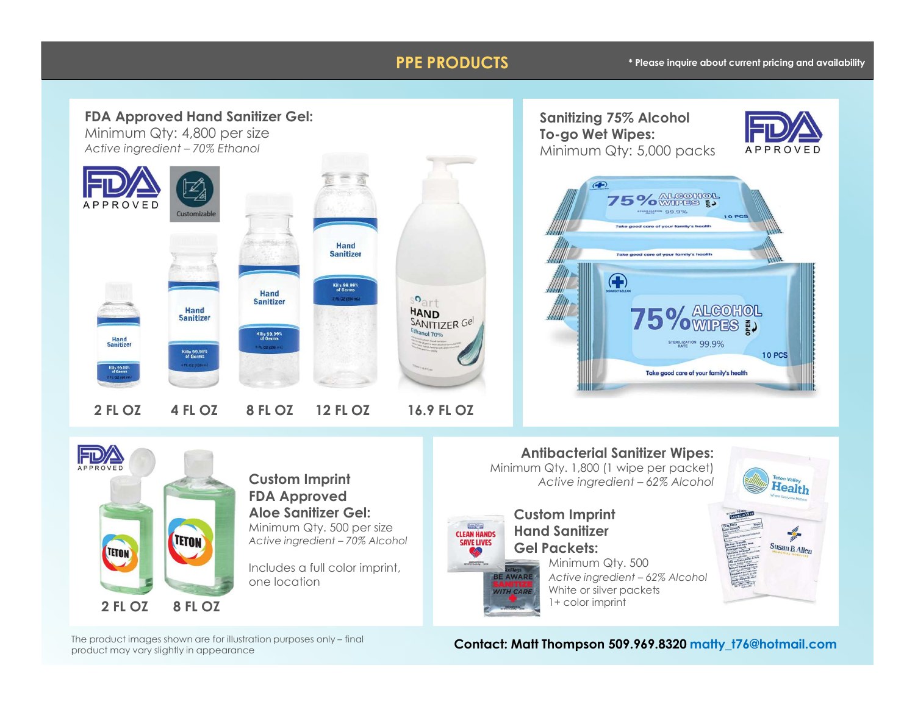# PPE PRODUCTS

\* Please inquire about current pricing and availability

## FDA Approved Hand Sanitizer Gel:

Minimum Qty: 4,800 per size

*Active ingredient – 70% Ethanol*

2 FL OZ | 4 FL OZ | 8 FL OZ | 12 FL OZ | 16.9 FL OZ

## Sanitizing 75% Alcohol To-go Wet Wipes:

Minimum Qty: 5,000 packs

## Custom Imprint FDA Approved Aloe Sanitizer Gel:

Minimum Qty. 500 per size

*Active ingredient – 70% Alcohol*

Includes a full color imprint, one location

2 FL OZ | 8 FL OZ

## Antibacterial Sanitizer Wipes:

Minimum Qty. 1,800 (1 wipe per packet)

*Active ingredient – 62% Alcohol*

## Custom Imprint Hand Sanitizer Gel Packets:

Minimum Qty. 500

*Active ingredient – 62% Alcohol*

White or silver packets

1+ color imprint

The product images shown are for illustration purposes only – final product may vary slightly in appearance

**Contact: Matt Thompson 509.969.8320 matty_t76@hotmail.com**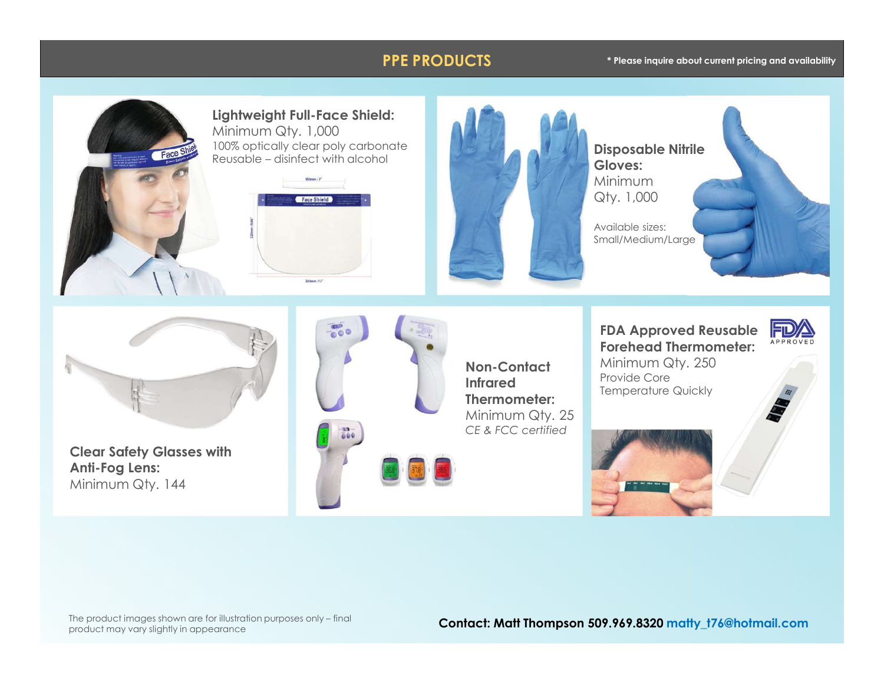# PPE PRODUCTS

* Please inquire about current pricing and availability

**Lightweight Full-Face Shield:**
Minimum Qty. 1,000
100% optically clear poly carbonate
Reusable – disinfect with alcohol

**Disposable Nitrile Gloves:**
Minimum Qty. 1,000

Available sizes:
Small/Medium/Large

**Clear Safety Glasses with Anti-Fog Lens:**
Minimum Qty. 144

**Non-Contact Infrared Thermometer:**
Minimum Qty. 25
*CE & FCC certified*

**FDA Approved Reusable Forehead Thermometer:**
Minimum Qty. 250
Provide Core Temperature Quickly

The product images shown are for illustration purposes only – final product may vary slightly in appearance

**Contact: Matt Thompson 509.969.8320 matty_t76@hotmail.com**